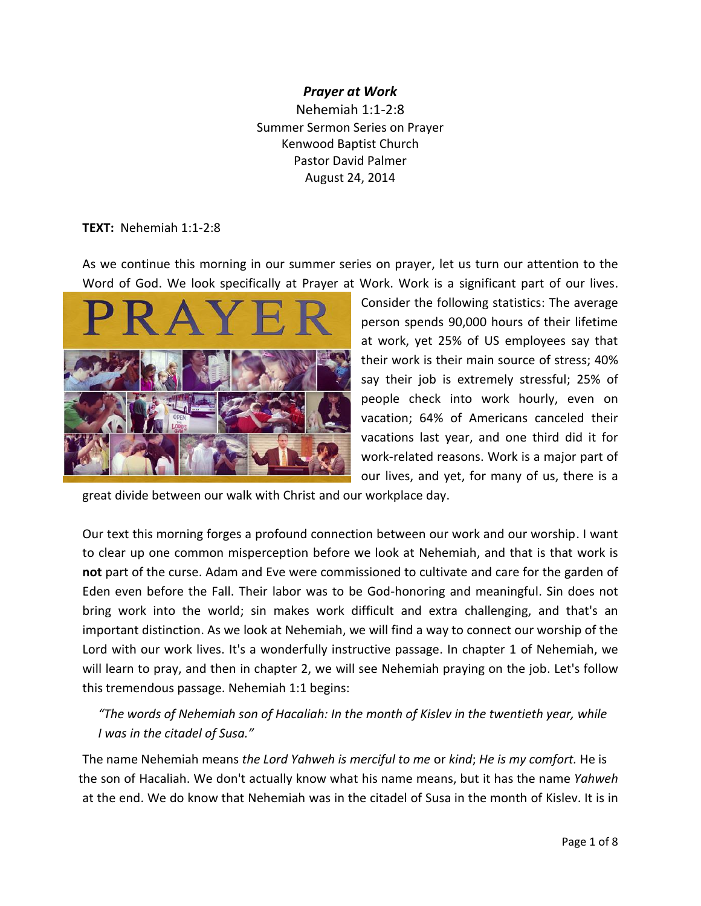***Prayer at Work***

Nehemiah 1:1-2:8

Summer Sermon Series on Prayer

Kenwood Baptist Church

Pastor David Palmer

August 24, 2014

**TEXT:** Nehemiah 1:1-2:8

As we continue this morning in our summer series on prayer, let us turn our attention to the Word of God. We look specifically at Prayer at Work. Work is a significant part of our lives. Consider the following statistics: The average person spends 90,000 hours of their lifetime at work, yet 25% of US employees say that their work is their main source of stress; 40% say their job is extremely stressful; 25% of people check into work hourly, even on vacation; 64% of Americans canceled their vacations last year, and one third did it for work-related reasons. Work is a major part of our lives, and yet, for many of us, there is a great divide between our walk with Christ and our workplace day.

Our text this morning forges a profound connection between our work and our worship. I want to clear up one common misperception before we look at Nehemiah, and that is that work is **not** part of the curse. Adam and Eve were commissioned to cultivate and care for the garden of Eden even before the Fall. Their labor was to be God-honoring and meaningful. Sin does not bring work into the world; sin makes work difficult and extra challenging, and that's an important distinction. As we look at Nehemiah, we will find a way to connect our worship of the Lord with our work lives. It's a wonderfully instructive passage. In chapter 1 of Nehemiah, we will learn to pray, and then in chapter 2, we will see Nehemiah praying on the job. Let's follow this tremendous passage. Nehemiah 1:1 begins:

> *"The words of Nehemiah son of Hacaliah: In the month of Kislev in the twentieth year, while I was in the citadel of Susa."*

The name Nehemiah means *the Lord Yahweh is merciful to me* or *kind*; *He is my comfort.* He is the son of Hacaliah. We don't actually know what his name means, but it has the name *Yahweh* at the end. We do know that Nehemiah was in the citadel of Susa in the month of Kislev. It is in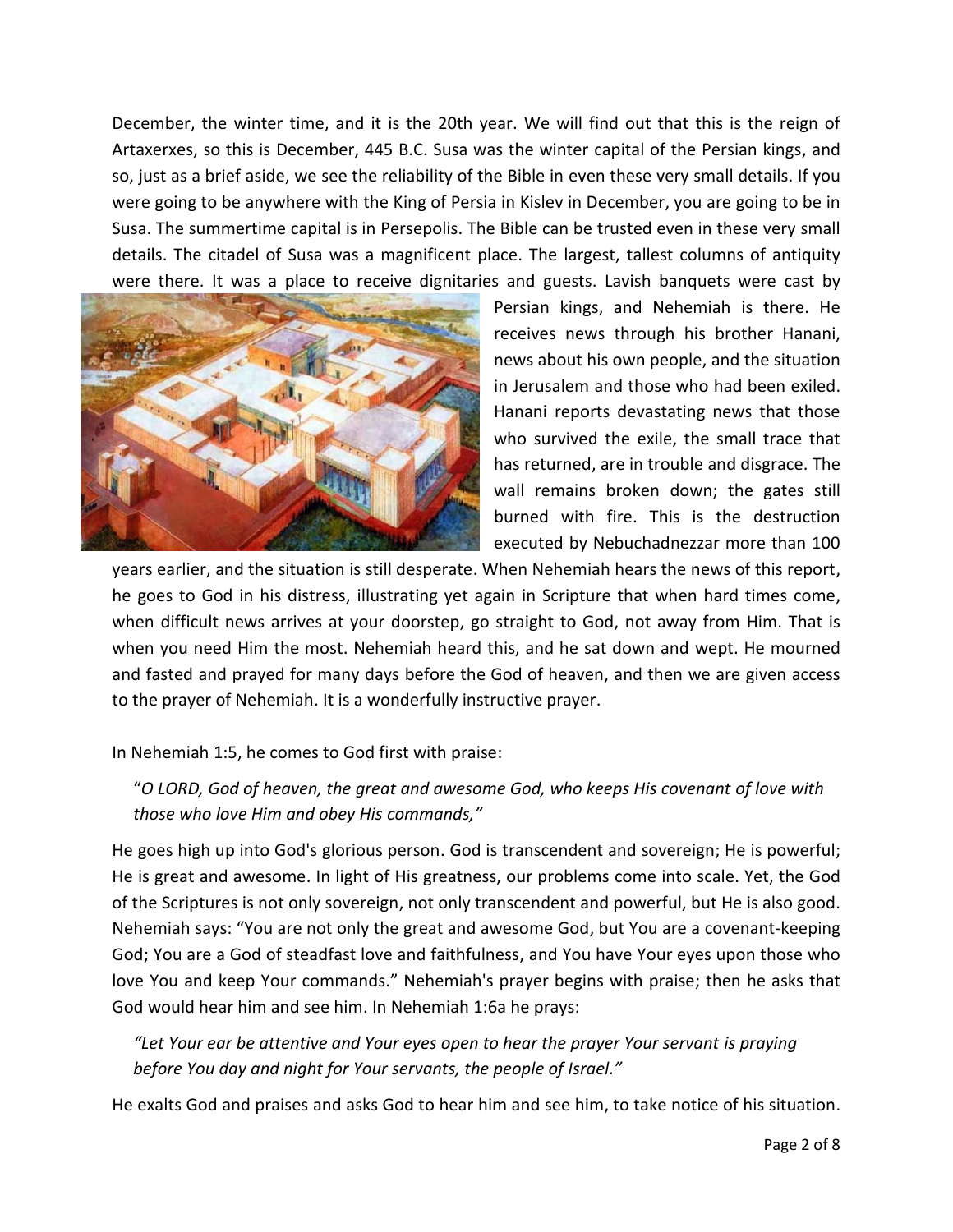December, the winter time, and it is the 20th year. We will find out that this is the reign of Artaxerxes, so this is December, 445 B.C. Susa was the winter capital of the Persian kings, and so, just as a brief aside, we see the reliability of the Bible in even these very small details. If you were going to be anywhere with the King of Persia in Kislev in December, you are going to be in Susa. The summertime capital is in Persepolis. The Bible can be trusted even in these very small details. The citadel of Susa was a magnificent place. The largest, tallest columns of antiquity were there. It was a place to receive dignitaries and guests. Lavish banquets were cast by Persian kings, and Nehemiah is there. He receives news through his brother Hanani, news about his own people, and the situation in Jerusalem and those who had been exiled. Hanani reports devastating news that those who survived the exile, the small trace that has returned, are in trouble and disgrace. The wall remains broken down; the gates still burned with fire. This is the destruction executed by Nebuchadnezzar more than 100 years earlier, and the situation is still desperate. When Nehemiah hears the news of this report, he goes to God in his distress, illustrating yet again in Scripture that when hard times come, when difficult news arrives at your doorstep, go straight to God, not away from Him. That is when you need Him the most. Nehemiah heard this, and he sat down and wept. He mourned and fasted and prayed for many days before the God of heaven, and then we are given access to the prayer of Nehemiah. It is a wonderfully instructive prayer.

In Nehemiah 1:5, he comes to God first with praise:

> "*O LORD, God of heaven, the great and awesome God, who keeps His covenant of love with those who love Him and obey His commands,"*

He goes high up into God's glorious person. God is transcendent and sovereign; He is powerful; He is great and awesome. In light of His greatness, our problems come into scale. Yet, the God of the Scriptures is not only sovereign, not only transcendent and powerful, but He is also good. Nehemiah says: "You are not only the great and awesome God, but You are a covenant-keeping God; You are a God of steadfast love and faithfulness, and You have Your eyes upon those who love You and keep Your commands." Nehemiah's prayer begins with praise; then he asks that God would hear him and see him. In Nehemiah 1:6a he prays:

> *"Let Your ear be attentive and Your eyes open to hear the prayer Your servant is praying before You day and night for Your servants, the people of Israel."*

He exalts God and praises and asks God to hear him and see him, to take notice of his situation.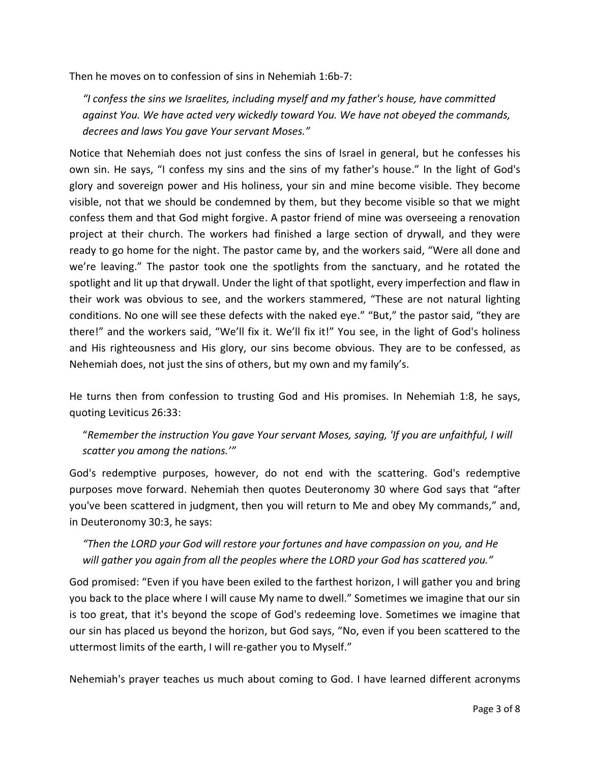Then he moves on to confession of sins in Nehemiah 1:6b-7:

> *"I confess the sins we Israelites, including myself and my father's house, have committed against You. We have acted very wickedly toward You. We have not obeyed the commands, decrees and laws You gave Your servant Moses."*

Notice that Nehemiah does not just confess the sins of Israel in general, but he confesses his own sin. He says, "I confess my sins and the sins of my father's house." In the light of God's glory and sovereign power and His holiness, your sin and mine become visible. They become visible, not that we should be condemned by them, but they become visible so that we might confess them and that God might forgive. A pastor friend of mine was overseeing a renovation project at their church. The workers had finished a large section of drywall, and they were ready to go home for the night. The pastor came by, and the workers said, "Were all done and we're leaving." The pastor took one the spotlights from the sanctuary, and he rotated the spotlight and lit up that drywall. Under the light of that spotlight, every imperfection and flaw in their work was obvious to see, and the workers stammered, "These are not natural lighting conditions. No one will see these defects with the naked eye." "But," the pastor said, "they are there!" and the workers said, "We'll fix it. We'll fix it!" You see, in the light of God's holiness and His righteousness and His glory, our sins become obvious. They are to be confessed, as Nehemiah does, not just the sins of others, but my own and my family's.

He turns then from confession to trusting God and His promises. In Nehemiah 1:8, he says, quoting Leviticus 26:33:

> "*Remember the instruction You gave Your servant Moses, saying, 'If you are unfaithful, I will scatter you among the nations.'"*

God's redemptive purposes, however, do not end with the scattering. God's redemptive purposes move forward. Nehemiah then quotes Deuteronomy 30 where God says that "after you've been scattered in judgment, then you will return to Me and obey My commands," and, in Deuteronomy 30:3, he says:

> *"Then the LORD your God will restore your fortunes and have compassion on you, and He will gather you again from all the peoples where the LORD your God has scattered you."*

God promised: "Even if you have been exiled to the farthest horizon, I will gather you and bring you back to the place where I will cause My name to dwell." Sometimes we imagine that our sin is too great, that it's beyond the scope of God's redeeming love. Sometimes we imagine that our sin has placed us beyond the horizon, but God says, "No, even if you been scattered to the uttermost limits of the earth, I will re-gather you to Myself."

Nehemiah's prayer teaches us much about coming to God. I have learned different acronyms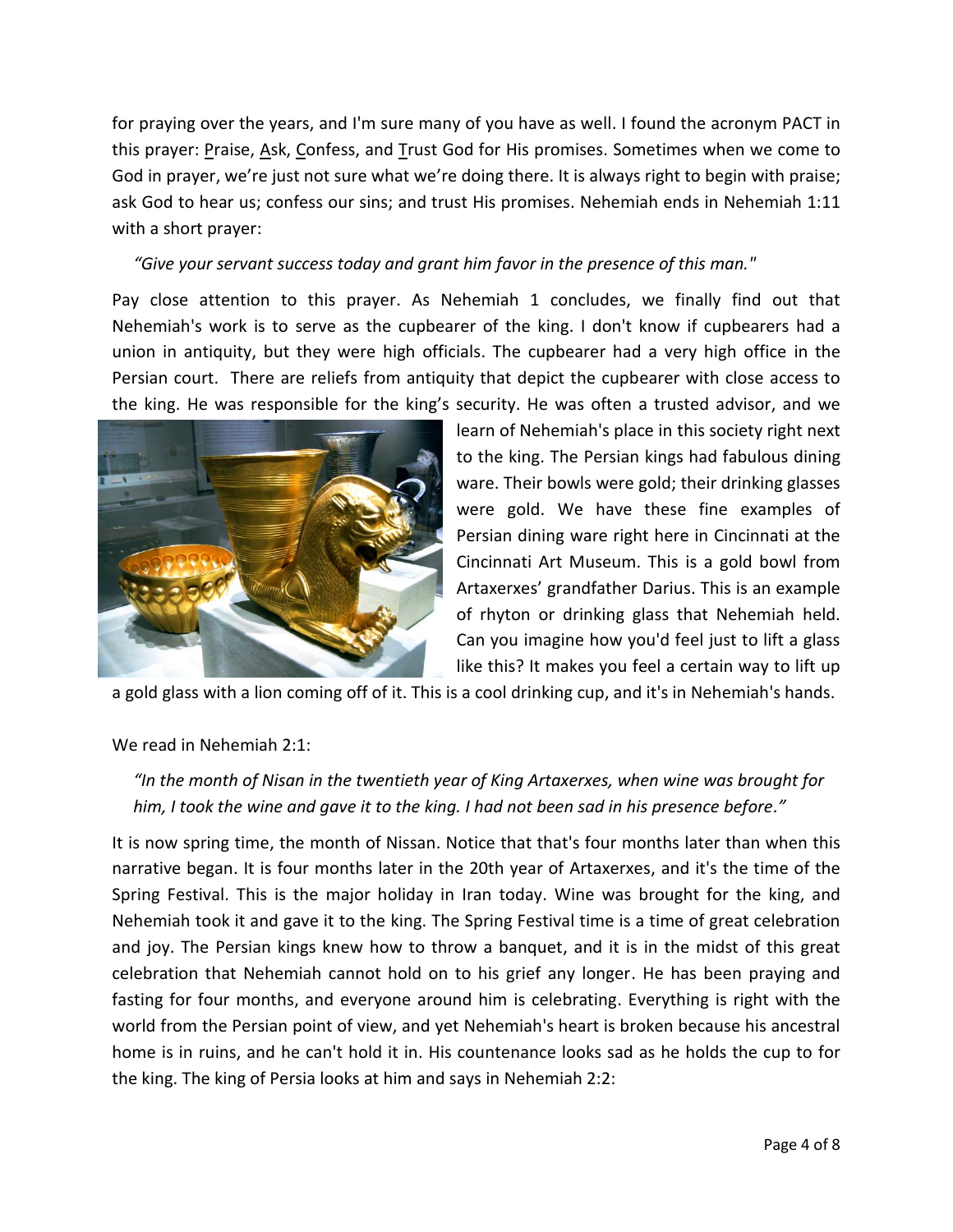for praying over the years, and I'm sure many of you have as well. I found the acronym PACT in this prayer: Praise, Ask, Confess, and Trust God for His promises. Sometimes when we come to God in prayer, we're just not sure what we're doing there. It is always right to begin with praise; ask God to hear us; confess our sins; and trust His promises. Nehemiah ends in Nehemiah 1:11 with a short prayer:

> *"Give your servant success today and grant him favor in the presence of this man."*

Pay close attention to this prayer. As Nehemiah 1 concludes, we finally find out that Nehemiah's work is to serve as the cupbearer of the king. I don't know if cupbearers had a union in antiquity, but they were high officials. The cupbearer had a very high office in the Persian court. There are reliefs from antiquity that depict the cupbearer with close access to the king. He was responsible for the king's security. He was often a trusted advisor, and we learn of Nehemiah's place in this society right next to the king. The Persian kings had fabulous dining ware. Their bowls were gold; their drinking glasses were gold. We have these fine examples of Persian dining ware right here in Cincinnati at the Cincinnati Art Museum. This is a gold bowl from Artaxerxes' grandfather Darius. This is an example of rhyton or drinking glass that Nehemiah held. Can you imagine how you'd feel just to lift a glass like this? It makes you feel a certain way to lift up a gold glass with a lion coming off of it. This is a cool drinking cup, and it's in Nehemiah's hands.

We read in Nehemiah 2:1:

> *"In the month of Nisan in the twentieth year of King Artaxerxes, when wine was brought for him, I took the wine and gave it to the king. I had not been sad in his presence before."*

It is now spring time, the month of Nissan. Notice that that's four months later than when this narrative began. It is four months later in the 20th year of Artaxerxes, and it's the time of the Spring Festival. This is the major holiday in Iran today. Wine was brought for the king, and Nehemiah took it and gave it to the king. The Spring Festival time is a time of great celebration and joy. The Persian kings knew how to throw a banquet, and it is in the midst of this great celebration that Nehemiah cannot hold on to his grief any longer. He has been praying and fasting for four months, and everyone around him is celebrating. Everything is right with the world from the Persian point of view, and yet Nehemiah's heart is broken because his ancestral home is in ruins, and he can't hold it in. His countenance looks sad as he holds the cup to for the king. The king of Persia looks at him and says in Nehemiah 2:2: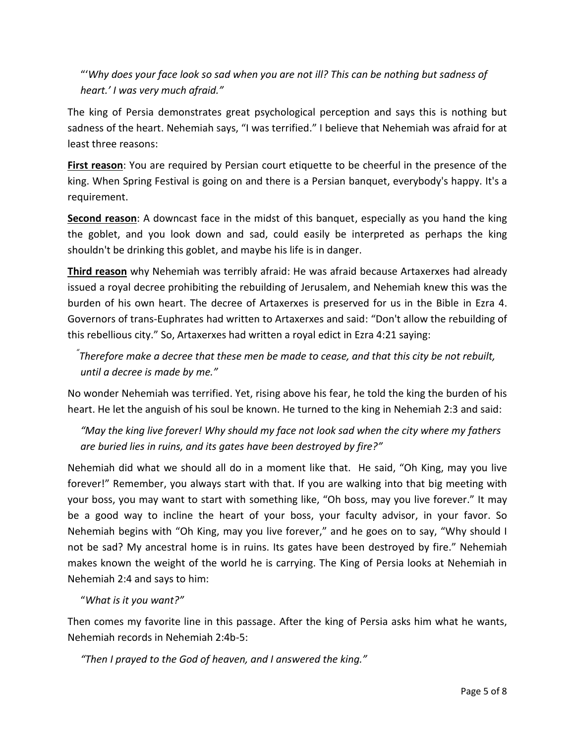"'*Why does your face look so sad when you are not ill? This can be nothing but sadness of heart.' I was very much afraid."*

The king of Persia demonstrates great psychological perception and says this is nothing but sadness of the heart. Nehemiah says, "I was terrified." I believe that Nehemiah was afraid for at least three reasons:

**First reason**: You are required by Persian court etiquette to be cheerful in the presence of the king. When Spring Festival is going on and there is a Persian banquet, everybody's happy. It's a requirement.

**Second reason**: A downcast face in the midst of this banquet, especially as you hand the king the goblet, and you look down and sad, could easily be interpreted as perhaps the king shouldn't be drinking this goblet, and maybe his life is in danger.

**Third reason** why Nehemiah was terribly afraid: He was afraid because Artaxerxes had already issued a royal decree prohibiting the rebuilding of Jerusalem, and Nehemiah knew this was the burden of his own heart. The decree of Artaxerxes is preserved for us in the Bible in Ezra 4. Governors of trans-Euphrates had written to Artaxerxes and said: "Don't allow the rebuilding of this rebellious city." So, Artaxerxes had written a royal edict in Ezra 4:21 saying:

> *"Therefore make a decree that these men be made to cease, and that this city be not rebuilt, until a decree is made by me."*

No wonder Nehemiah was terrified. Yet, rising above his fear, he told the king the burden of his heart. He let the anguish of his soul be known. He turned to the king in Nehemiah 2:3 and said:

> *"May the king live forever! Why should my face not look sad when the city where my fathers are buried lies in ruins, and its gates have been destroyed by fire?"*

Nehemiah did what we should all do in a moment like that. He said, "Oh King, may you live forever!" Remember, you always start with that. If you are walking into that big meeting with your boss, you may want to start with something like, "Oh boss, may you live forever." It may be a good way to incline the heart of your boss, your faculty advisor, in your favor. So Nehemiah begins with "Oh King, may you live forever," and he goes on to say, "Why should I not be sad? My ancestral home is in ruins. Its gates have been destroyed by fire." Nehemiah makes known the weight of the world he is carrying. The King of Persia looks at Nehemiah in Nehemiah 2:4 and says to him:

> "*What is it you want?"*

Then comes my favorite line in this passage. After the king of Persia asks him what he wants, Nehemiah records in Nehemiah 2:4b-5:

> *"Then I prayed to the God of heaven, and I answered the king."*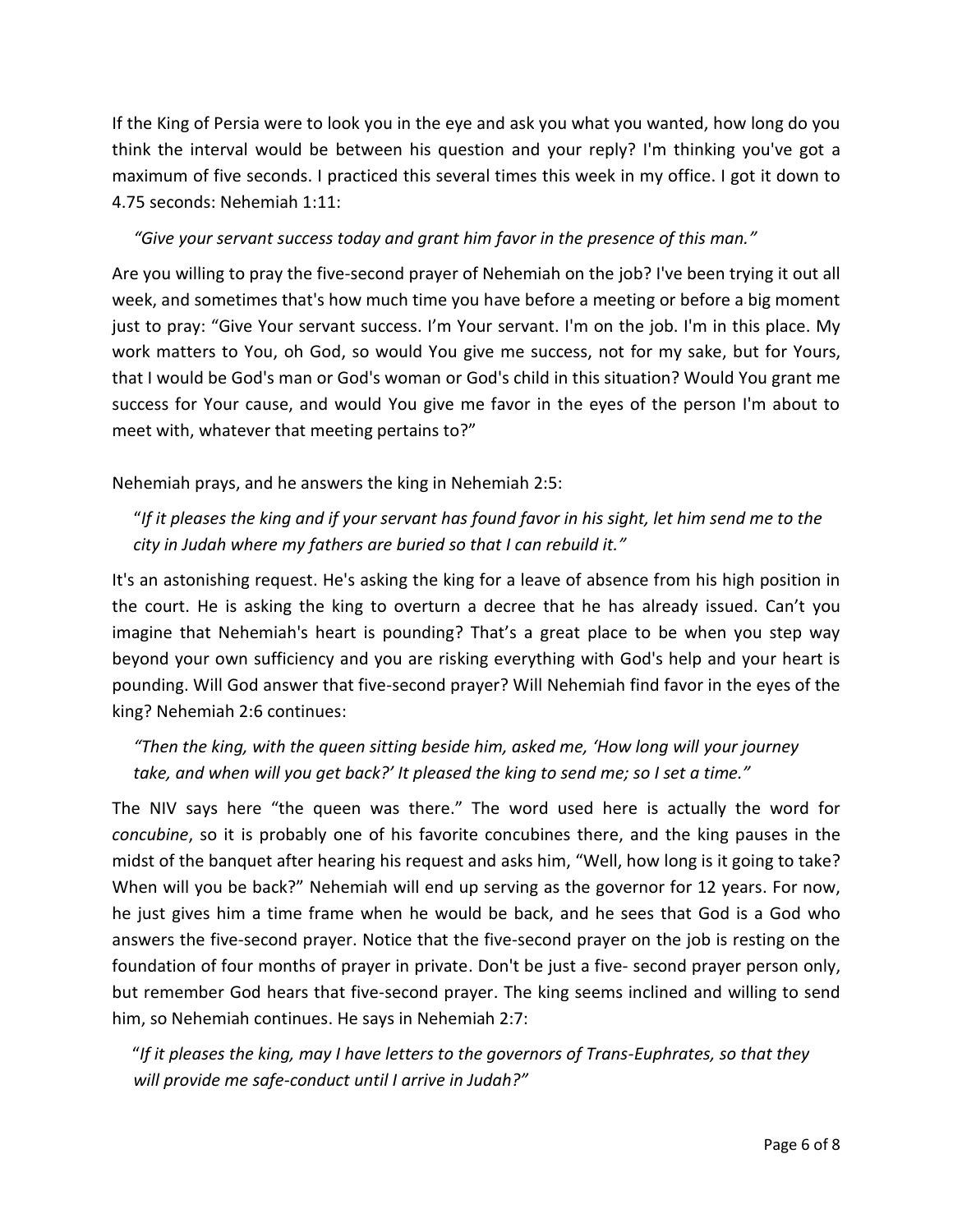If the King of Persia were to look you in the eye and ask you what you wanted, how long do you think the interval would be between his question and your reply? I'm thinking you've got a maximum of five seconds. I practiced this several times this week in my office. I got it down to 4.75 seconds: Nehemiah 1:11:

> *"Give your servant success today and grant him favor in the presence of this man."*

Are you willing to pray the five-second prayer of Nehemiah on the job? I've been trying it out all week, and sometimes that's how much time you have before a meeting or before a big moment just to pray: "Give Your servant success. I'm Your servant. I'm on the job. I'm in this place. My work matters to You, oh God, so would You give me success, not for my sake, but for Yours, that I would be God's man or God's woman or God's child in this situation? Would You grant me success for Your cause, and would You give me favor in the eyes of the person I'm about to meet with, whatever that meeting pertains to?"

Nehemiah prays, and he answers the king in Nehemiah 2:5:

> "*If it pleases the king and if your servant has found favor in his sight, let him send me to the city in Judah where my fathers are buried so that I can rebuild it."*

It's an astonishing request. He's asking the king for a leave of absence from his high position in the court. He is asking the king to overturn a decree that he has already issued. Can't you imagine that Nehemiah's heart is pounding? That's a great place to be when you step way beyond your own sufficiency and you are risking everything with God's help and your heart is pounding. Will God answer that five-second prayer? Will Nehemiah find favor in the eyes of the king? Nehemiah 2:6 continues:

> *"Then the king, with the queen sitting beside him, asked me, 'How long will your journey take, and when will you get back?' It pleased the king to send me; so I set a time."*

The NIV says here "the queen was there." The word used here is actually the word for *concubine*, so it is probably one of his favorite concubines there, and the king pauses in the midst of the banquet after hearing his request and asks him, "Well, how long is it going to take? When will you be back?" Nehemiah will end up serving as the governor for 12 years. For now, he just gives him a time frame when he would be back, and he sees that God is a God who answers the five-second prayer. Notice that the five-second prayer on the job is resting on the foundation of four months of prayer in private. Don't be just a five- second prayer person only, but remember God hears that five-second prayer. The king seems inclined and willing to send him, so Nehemiah continues. He says in Nehemiah 2:7:

> "*If it pleases the king, may I have letters to the governors of Trans-Euphrates, so that they will provide me safe-conduct until I arrive in Judah?"*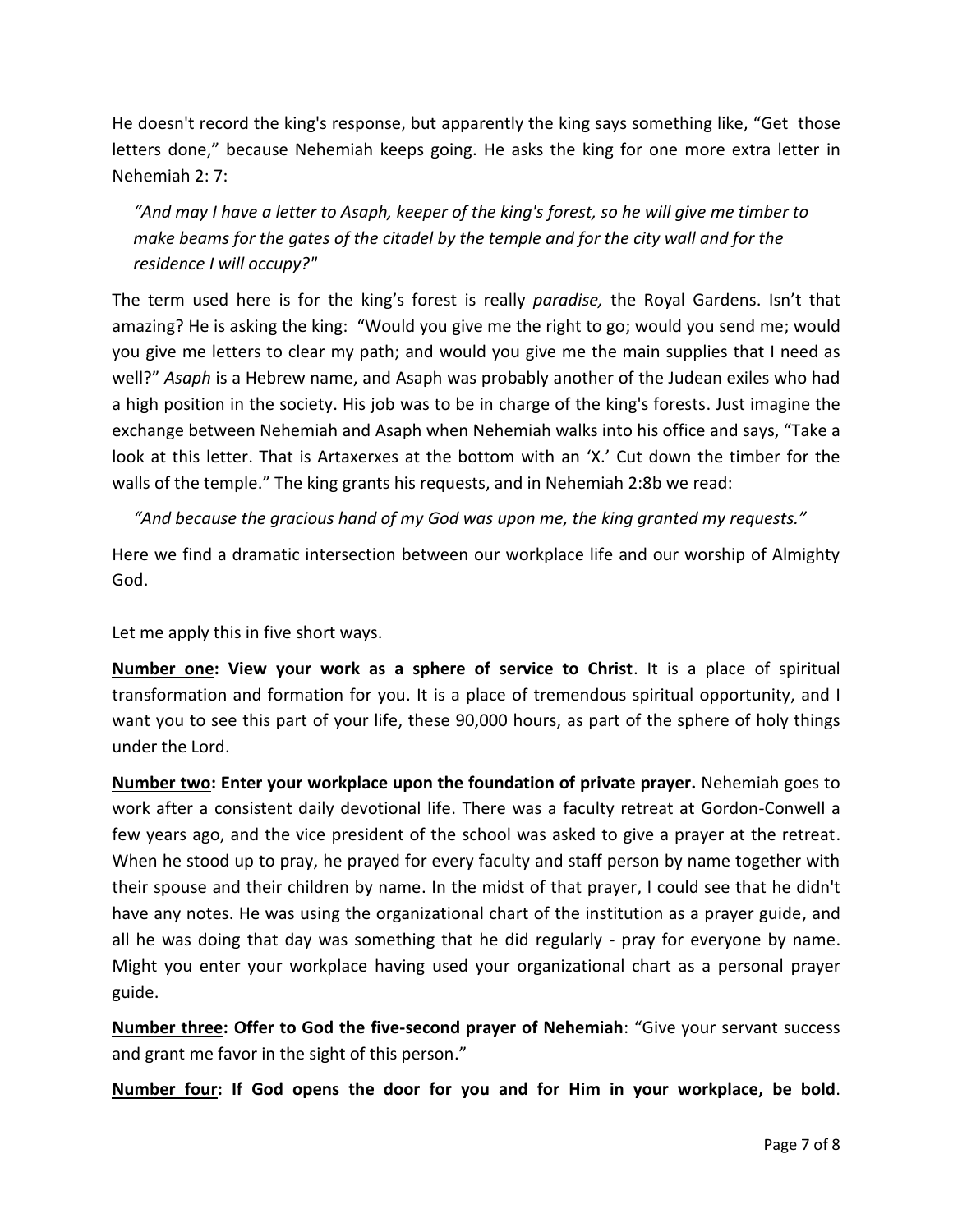He doesn't record the king's response, but apparently the king says something like, "Get those letters done," because Nehemiah keeps going. He asks the king for one more extra letter in Nehemiah 2: 7:

> *"And may I have a letter to Asaph, keeper of the king's forest, so he will give me timber to make beams for the gates of the citadel by the temple and for the city wall and for the residence I will occupy?"*

The term used here is for the king's forest is really *paradise,* the Royal Gardens. Isn't that amazing? He is asking the king: "Would you give me the right to go; would you send me; would you give me letters to clear my path; and would you give me the main supplies that I need as well?" *Asaph* is a Hebrew name, and Asaph was probably another of the Judean exiles who had a high position in the society. His job was to be in charge of the king's forests. Just imagine the exchange between Nehemiah and Asaph when Nehemiah walks into his office and says, "Take a look at this letter. That is Artaxerxes at the bottom with an 'X.' Cut down the timber for the walls of the temple." The king grants his requests, and in Nehemiah 2:8b we read:

> *"And because the gracious hand of my God was upon me, the king granted my requests."*

Here we find a dramatic intersection between our workplace life and our worship of Almighty God.

Let me apply this in five short ways.

**<u>Number one</u>: View your work as a sphere of service to Christ**. It is a place of spiritual transformation and formation for you. It is a place of tremendous spiritual opportunity, and I want you to see this part of your life, these 90,000 hours, as part of the sphere of holy things under the Lord.

**<u>Number two</u>: Enter your workplace upon the foundation of private prayer.** Nehemiah goes to work after a consistent daily devotional life. There was a faculty retreat at Gordon-Conwell a few years ago, and the vice president of the school was asked to give a prayer at the retreat. When he stood up to pray, he prayed for every faculty and staff person by name together with their spouse and their children by name. In the midst of that prayer, I could see that he didn't have any notes. He was using the organizational chart of the institution as a prayer guide, and all he was doing that day was something that he did regularly - pray for everyone by name. Might you enter your workplace having used your organizational chart as a personal prayer guide.

**<u>Number three</u>: Offer to God the five-second prayer of Nehemiah**: "Give your servant success and grant me favor in the sight of this person."

**<u>Number four</u>: If God opens the door for you and for Him in your workplace, be bold**.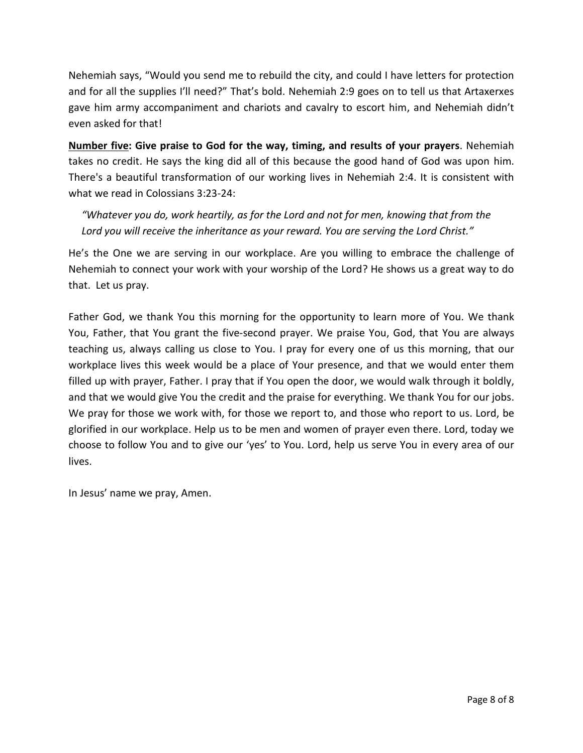Nehemiah says, "Would you send me to rebuild the city, and could I have letters for protection and for all the supplies I'll need?" That's bold. Nehemiah 2:9 goes on to tell us that Artaxerxes gave him army accompaniment and chariots and cavalry to escort him, and Nehemiah didn't even asked for that!

**<u>Number five</u>: Give praise to God for the way, timing, and results of your prayers**. Nehemiah takes no credit. He says the king did all of this because the good hand of God was upon him. There's a beautiful transformation of our working lives in Nehemiah 2:4. It is consistent with what we read in Colossians 3:23-24:

> *"Whatever you do, work heartily, as for the Lord and not for men, knowing that from the Lord you will receive the inheritance as your reward. You are serving the Lord Christ."*

He's the One we are serving in our workplace. Are you willing to embrace the challenge of Nehemiah to connect your work with your worship of the Lord? He shows us a great way to do that. Let us pray.

Father God, we thank You this morning for the opportunity to learn more of You. We thank You, Father, that You grant the five-second prayer. We praise You, God, that You are always teaching us, always calling us close to You. I pray for every one of us this morning, that our workplace lives this week would be a place of Your presence, and that we would enter them filled up with prayer, Father. I pray that if You open the door, we would walk through it boldly, and that we would give You the credit and the praise for everything. We thank You for our jobs. We pray for those we work with, for those we report to, and those who report to us. Lord, be glorified in our workplace. Help us to be men and women of prayer even there. Lord, today we choose to follow You and to give our 'yes' to You. Lord, help us serve You in every area of our lives.

In Jesus' name we pray, Amen.